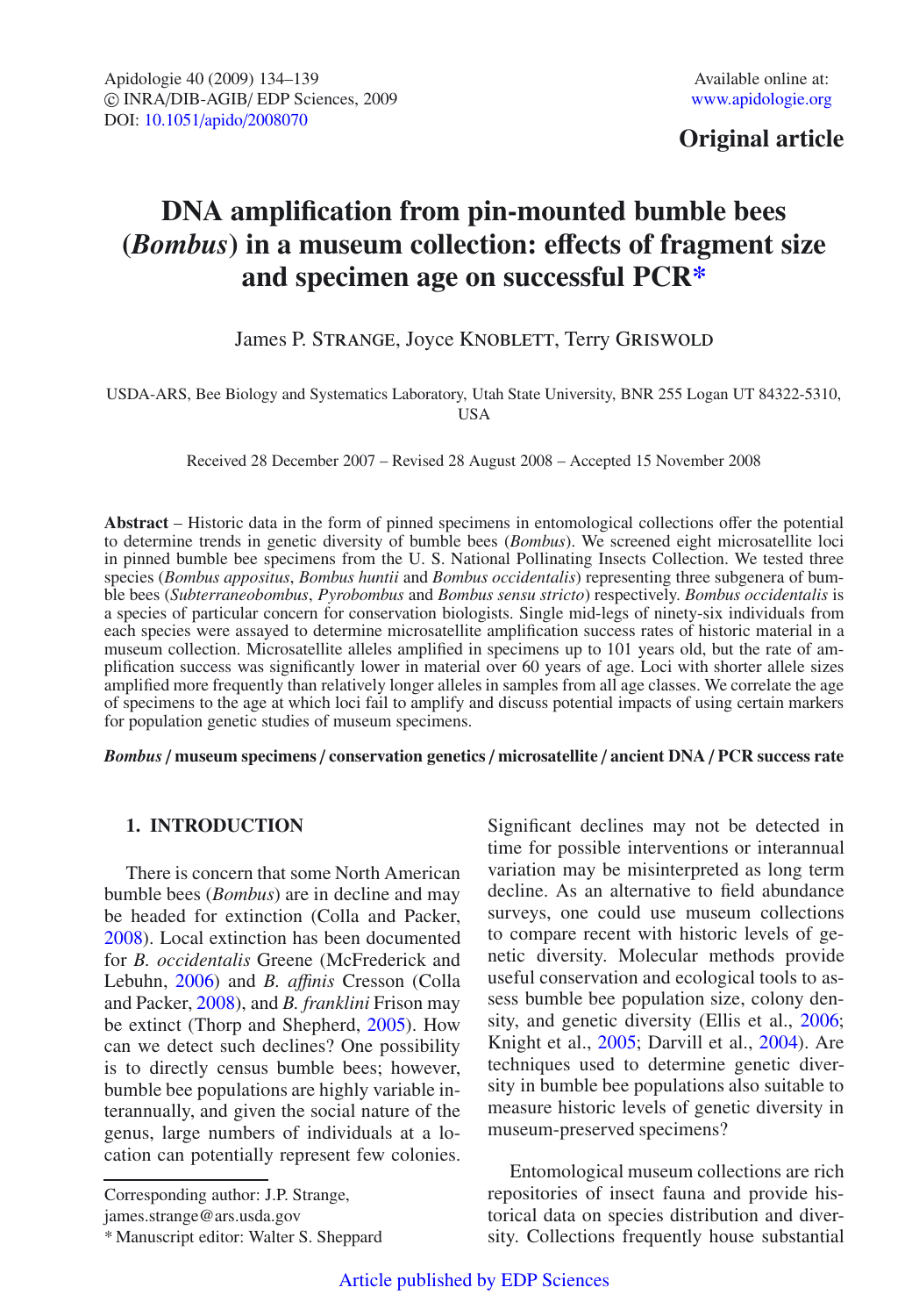Original article

# DNA amplification from pin-mounted bumble bees (*Bombus*) in a museum collection: effects of fragment size and specimen age on successful PCR*

James P. Strange, Joyce Knoblett, Terry Griswold

USDA-ARS, Bee Biology and Systematics Laboratory, Utah State University, BNR 255 Logan UT 84322-5310, USA

Received 28 December 2007 – Revised 28 August 2008 – Accepted 15 November 2008

**Abstract** – Historic data in the form of pinned specimens in entomological collections offer the potential to determine trends in genetic diversity of bumble bees (*Bombus*). We screened eight microsatellite loci in pinned bumble bee specimens from the U. S. National Pollinating Insects Collection. We tested three species (*Bombus appositus*, *Bombus huntii* and *Bombus occidentalis*) representing three subgenera of bumble bees (*Subterraneobombus*, *Pyrobombus* and *Bombus sensu stricto*) respectively. *Bombus occidentalis* is a species of particular concern for conservation biologists. Single mid-legs of ninety-six individuals from each species were assayed to determine microsatellite amplification success rates of historic material in a museum collection. Microsatellite alleles amplified in specimens up to 101 years old, but the rate of amplification success was significantly lower in material over 60 years of age. Loci with shorter allele sizes amplified more frequently than relatively longer alleles in samples from all age classes. We correlate the age of specimens to the age at which loci fail to amplify and discuss potential impacts of using certain markers for population genetic studies of museum specimens.

***Bombus* / museum specimens / conservation genetics / microsatellite / ancient DNA / PCR success rate**

## 1. INTRODUCTION

There is concern that some North American bumble bees (*Bombus*) are in decline and may be headed for extinction (Colla and Packer, 2008). Local extinction has been documented for *B. occidentalis* Greene (McFrederick and Lebuhn, 2006) and *B. affinis* Cresson (Colla and Packer, 2008), and *B. franklini* Frison may be extinct (Thorp and Shepherd, 2005). How can we detect such declines? One possibility is to directly census bumble bees; however, bumble bee populations are highly variable interannually, and given the social nature of the genus, large numbers of individuals at a location can potentially represent few colonies. Significant declines may not be detected in time for possible interventions or interannual variation may be misinterpreted as long term decline. As an alternative to field abundance surveys, one could use museum collections to compare recent with historic levels of genetic diversity. Molecular methods provide useful conservation and ecological tools to assess bumble bee population size, colony density, and genetic diversity (Ellis et al., 2006; Knight et al., 2005; Darvill et al., 2004). Are techniques used to determine genetic diversity in bumble bee populations also suitable to measure historic levels of genetic diversity in museum-preserved specimens?

Entomological museum collections are rich repositories of insect fauna and provide historical data on species distribution and diversity. Collections frequently house substantial

Corresponding author: J.P. Strange, james.strange@ars.usda.gov

\* Manuscript editor: Walter S. Sheppard

Article published by EDP Sciences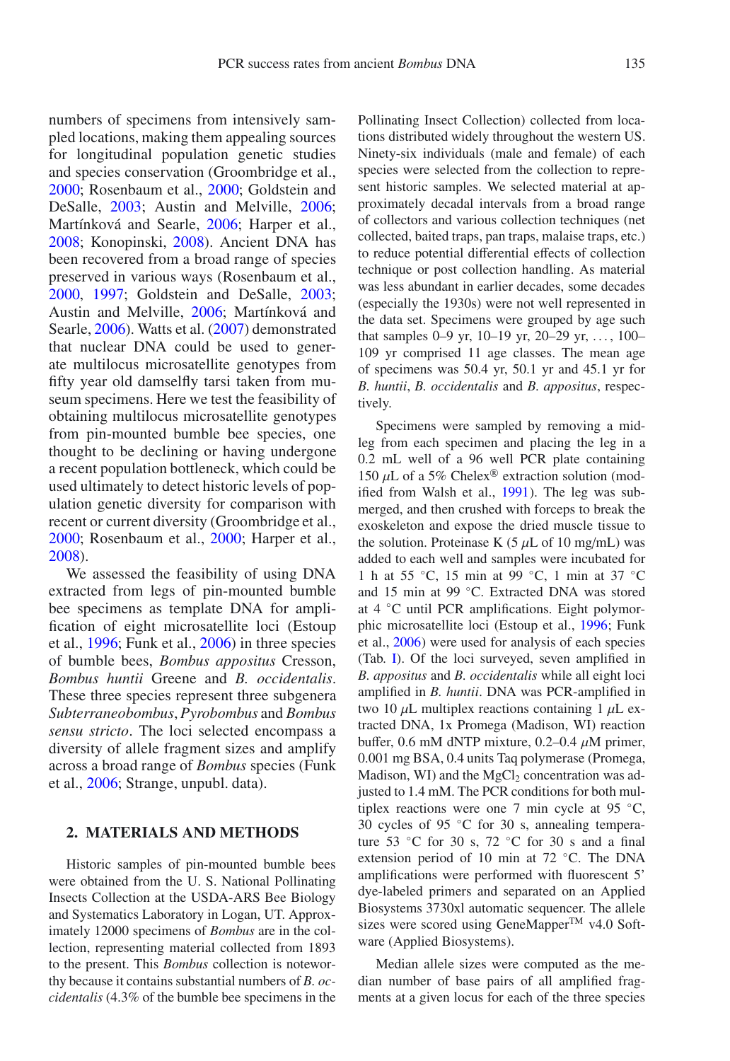numbers of specimens from intensively sampled locations, making them appealing sources for longitudinal population genetic studies and species conservation (Groombridge et al., 2000; Rosenbaum et al., 2000; Goldstein and DeSalle, 2003; Austin and Melville, 2006; Martínková and Searle, 2006; Harper et al., 2008; Konopinski, 2008). Ancient DNA has been recovered from a broad range of species preserved in various ways (Rosenbaum et al., 2000, 1997; Goldstein and DeSalle, 2003; Austin and Melville, 2006; Martínková and Searle, 2006). Watts et al. (2007) demonstrated that nuclear DNA could be used to generate multilocus microsatellite genotypes from fifty year old damselfly tarsi taken from museum specimens. Here we test the feasibility of obtaining multilocus microsatellite genotypes from pin-mounted bumble bee species, one thought to be declining or having undergone a recent population bottleneck, which could be used ultimately to detect historic levels of population genetic diversity for comparison with recent or current diversity (Groombridge et al., 2000; Rosenbaum et al., 2000; Harper et al., 2008).

We assessed the feasibility of using DNA extracted from legs of pin-mounted bumble bee specimens as template DNA for amplification of eight microsatellite loci (Estoup et al., 1996; Funk et al., 2006) in three species of bumble bees, *Bombus appositus* Cresson, *Bombus huntii* Greene and *B. occidentalis*. These three species represent three subgenera *Subterraneobombus*, *Pyrobombus* and *Bombus sensu stricto*. The loci selected encompass a diversity of allele fragment sizes and amplify across a broad range of *Bombus* species (Funk et al., 2006; Strange, unpubl. data).

## 2. MATERIALS AND METHODS

Historic samples of pin-mounted bumble bees were obtained from the U. S. National Pollinating Insects Collection at the USDA-ARS Bee Biology and Systematics Laboratory in Logan, UT. Approximately 12000 specimens of *Bombus* are in the collection, representing material collected from 1893 to the present. This *Bombus* collection is noteworthy because it contains substantial numbers of *B. occidentalis* (4.3% of the bumble bee specimens in the Pollinating Insect Collection) collected from locations distributed widely throughout the western US. Ninety-six individuals (male and female) of each species were selected from the collection to represent historic samples. We selected material at approximately decadal intervals from a broad range of collectors and various collection techniques (net collected, baited traps, pan traps, malaise traps, etc.) to reduce potential differential effects of collection technique or post collection handling. As material was less abundant in earlier decades, some decades (especially the 1930s) were not well represented in the data set. Specimens were grouped by age such that samples 0–9 yr, 10–19 yr, 20–29 yr, ..., 100–109 yr comprised 11 age classes. The mean age of specimens was 50.4 yr, 50.1 yr and 45.1 yr for *B. huntii*, *B. occidentalis* and *B. appositus*, respectively.

Specimens were sampled by removing a mid-leg from each specimen and placing the leg in a 0.2 mL well of a 96 well PCR plate containing 150 $\mu$L of a 5% Chelex® extraction solution (modified from Walsh et al., 1991). The leg was submerged, and then crushed with forceps to break the exoskeleton and expose the dried muscle tissue to the solution. Proteinase K (5 $\mu$L of 10 mg/mL) was added to each well and samples were incubated for 1 h at 55 °C, 15 min at 99 °C, 1 min at 37 °C and 15 min at 99 °C. Extracted DNA was stored at 4 °C until PCR amplifications. Eight polymorphic microsatellite loci (Estoup et al., 1996; Funk et al., 2006) were used for analysis of each species (Tab. I). Of the loci surveyed, seven amplified in *B. appositus* and *B. occidentalis* while all eight loci amplified in *B. huntii*. DNA was PCR-amplified in two 10 $\mu$L multiplex reactions containing 1 $\mu$L extracted DNA, 1x Promega (Madison, WI) reaction buffer, 0.6 mM dNTP mixture, 0.2–0.4 $\mu$M primer, 0.001 mg BSA, 0.4 units Taq polymerase (Promega, Madison, WI) and the $MgCl_2$ concentration was adjusted to 1.4 mM. The PCR conditions for both multiplex reactions were one 7 min cycle at 95 °C, 30 cycles of 95 °C for 30 s, annealing temperature 53 °C for 30 s, 72 °C for 30 s and a final extension period of 10 min at 72 °C. The DNA amplifications were performed with fluorescent 5' dye-labeled primers and separated on an Applied Biosystems 3730xl automatic sequencer. The allele sizes were scored using GeneMapper™ v4.0 Software (Applied Biosystems).

Median allele sizes were computed as the median number of base pairs of all amplified fragments at a given locus for each of the three species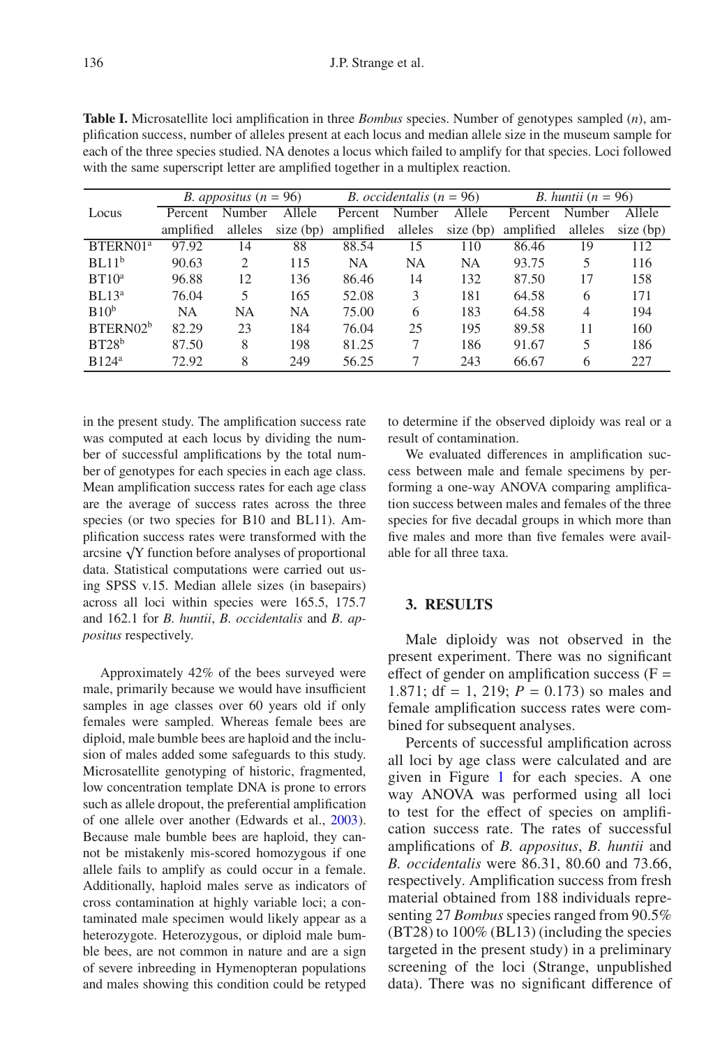**Table I.** Microsatellite loci amplification in three *Bombus* species. Number of genotypes sampled (*n*), amplification success, number of alleles present at each locus and median allele size in the museum sample for each of the three species studied. NA denotes a locus which failed to amplify for that species. Loci followed with the same superscript letter are amplified together in a multiplex reaction.

| Locus | *B. appositus* ($n$ = 96) | | | *B. occidentalis* ($n$ = 96) | | | *B. huntii* ($n$ = 96) | | |
|---|---|---|---|---|---|---|---|---|---|
| | Percent amplified | Number alleles | Allele size (bp) | Percent amplified | Number alleles | Allele size (bp) | Percent amplified | Number alleles | Allele size (bp) |
| BTERN01[a] | 97.92 | 14 | 88 | 88.54 | 15 | 110 | 86.46 | 19 | 112 |
| BL11[b] | 90.63 | 2 | 115 | NA | NA | NA | 93.75 | 5 | 116 |
| BT10[a] | 96.88 | 12 | 136 | 86.46 | 14 | 132 | 87.50 | 17 | 158 |
| BL13[a] | 76.04 | 5 | 165 | 52.08 | 3 | 181 | 64.58 | 6 | 171 |
| B10[b] | NA | NA | NA | 75.00 | 6 | 183 | 64.58 | 4 | 194 |
| BTERN02[b] | 82.29 | 23 | 184 | 76.04 | 25 | 195 | 89.58 | 11 | 160 |
| BT28[b] | 87.50 | 8 | 198 | 81.25 | 7 | 186 | 91.67 | 5 | 186 |
| B124[a] | 72.92 | 8 | 249 | 56.25 | 7 | 243 | 66.67 | 6 | 227 |

in the present study. The amplification success rate was computed at each locus by dividing the number of successful amplifications by the total number of genotypes for each species in each age class. Mean amplification success rates for each age class are the average of success rates across the three species (or two species for B10 and BL11). Amplification success rates were transformed with the arcsine $\sqrt{Y}$ function before analyses of proportional data. Statistical computations were carried out using SPSS v.15. Median allele sizes (in basepairs) across all loci within species were 165.5, 175.7 and 162.1 for *B. huntii*, *B. occidentalis* and *B. appositus* respectively.

Approximately 42% of the bees surveyed were male, primarily because we would have insufficient samples in age classes over 60 years old if only females were sampled. Whereas female bees are diploid, male bumble bees are haploid and the inclusion of males added some safeguards to this study. Microsatellite genotyping of historic, fragmented, low concentration template DNA is prone to errors such as allele dropout, the preferential amplification of one allele over another (Edwards et al., 2003). Because male bumble bees are haploid, they cannot be mistakenly mis-scored homozygous if one allele fails to amplify as could occur in a female. Additionally, haploid males serve as indicators of cross contamination at highly variable loci; a contaminated male specimen would likely appear as a heterozygote. Heterozygous, or diploid male bumble bees, are not common in nature and are a sign of severe inbreeding in Hymenopteran populations and males showing this condition could be retyped to determine if the observed diploidy was real or a result of contamination.

We evaluated differences in amplification success between male and female specimens by performing a one-way ANOVA comparing amplification success between males and females of the three species for five decadal groups in which more than five males and more than five females were available for all three taxa.

## 3. RESULTS

Male diploidy was not observed in the present experiment. There was no significant effect of gender on amplification success ($F = 1.871$; df = 1, 219; $P = 0.173$) so males and female amplification success rates were combined for subsequent analyses.

Percents of successful amplification across all loci by age class were calculated and are given in Figure 1 for each species. A one way ANOVA was performed using all loci to test for the effect of species on amplification success rate. The rates of successful amplifications of *B. appositus*, *B. huntii* and *B. occidentalis* were 86.31, 80.60 and 73.66, respectively. Amplification success from fresh material obtained from 188 individuals representing 27 *Bombus* species ranged from 90.5% (BT28) to 100% (BL13) (including the species targeted in the present study) in a preliminary screening of the loci (Strange, unpublished data). There was no significant difference of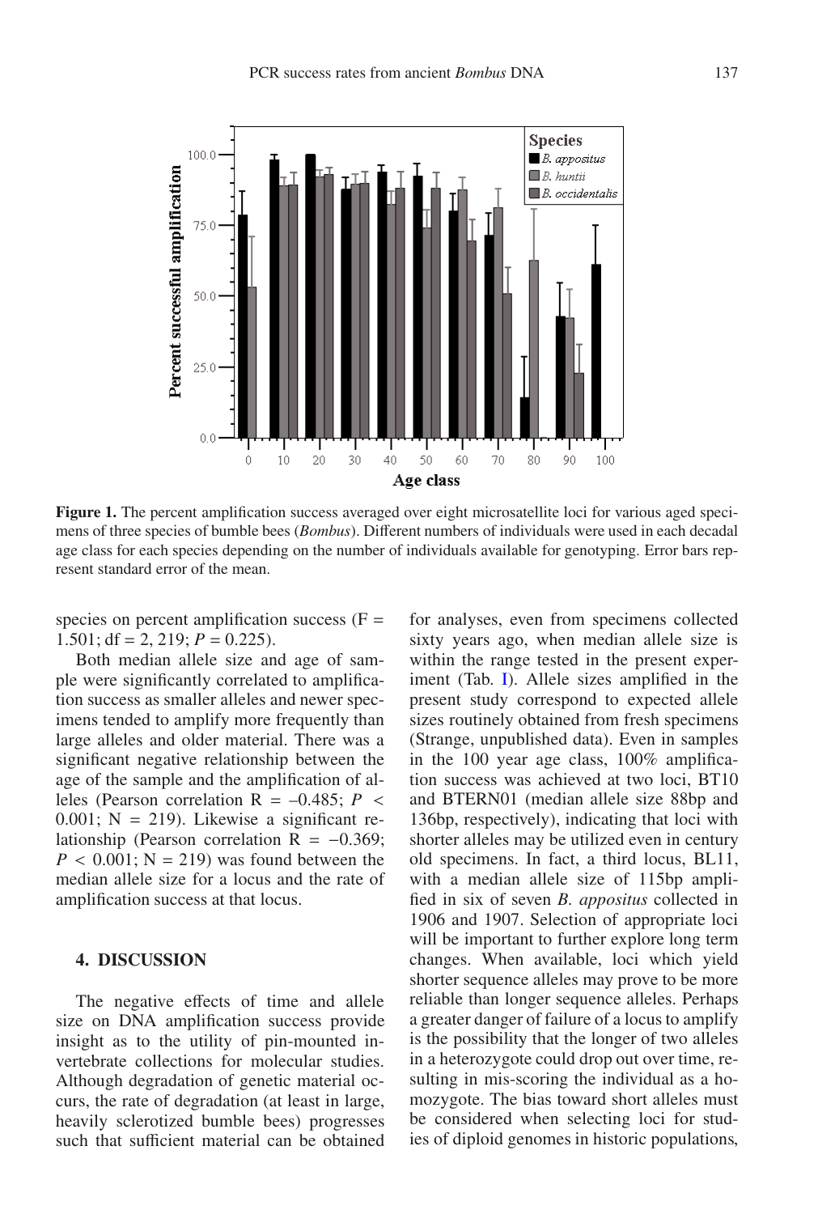**Figure 1.** The percent amplification success averaged over eight microsatellite loci for various aged specimens of three species of bumble bees (*Bombus*). Different numbers of individuals were used in each decadal age class for each species depending on the number of individuals available for genotyping. Error bars represent standard error of the mean.

species on percent amplification success ($F = 1.501$; $df = 2, 219$; $P = 0.225$).

Both median allele size and age of sample were significantly correlated to amplification success as smaller alleles and newer specimens tended to amplify more frequently than large alleles and older material. There was a significant negative relationship between the age of the sample and the amplification of alleles (Pearson correlation $R = -0.485$; $P < 0.001$; $N = 219$). Likewise a significant relationship (Pearson correlation $R = -0.369$; $P < 0.001$; $N = 219$) was found between the median allele size for a locus and the rate of amplification success at that locus.

## 4. DISCUSSION

The negative effects of time and allele size on DNA amplification success provide insight as to the utility of pin-mounted invertebrate collections for molecular studies. Although degradation of genetic material occurs, the rate of degradation (at least in large, heavily sclerotized bumble bees) progresses such that sufficient material can be obtained for analyses, even from specimens collected sixty years ago, when median allele size is within the range tested in the present experiment (Tab. I). Allele sizes amplified in the present study correspond to expected allele sizes routinely obtained from fresh specimens (Strange, unpublished data). Even in samples in the 100 year age class, 100% amplification success was achieved at two loci, BT10 and BTERN01 (median allele size 88bp and 136bp, respectively), indicating that loci with shorter alleles may be utilized even in century old specimens. In fact, a third locus, BL11, with a median allele size of 115bp amplified in six of seven *B. appositus* collected in 1906 and 1907. Selection of appropriate loci will be important to further explore long term changes. When available, loci which yield shorter sequence alleles may prove to be more reliable than longer sequence alleles. Perhaps a greater danger of failure of a locus to amplify is the possibility that the longer of two alleles in a heterozygote could drop out over time, resulting in mis-scoring the individual as a homozygote. The bias toward short alleles must be considered when selecting loci for studies of diploid genomes in historic populations,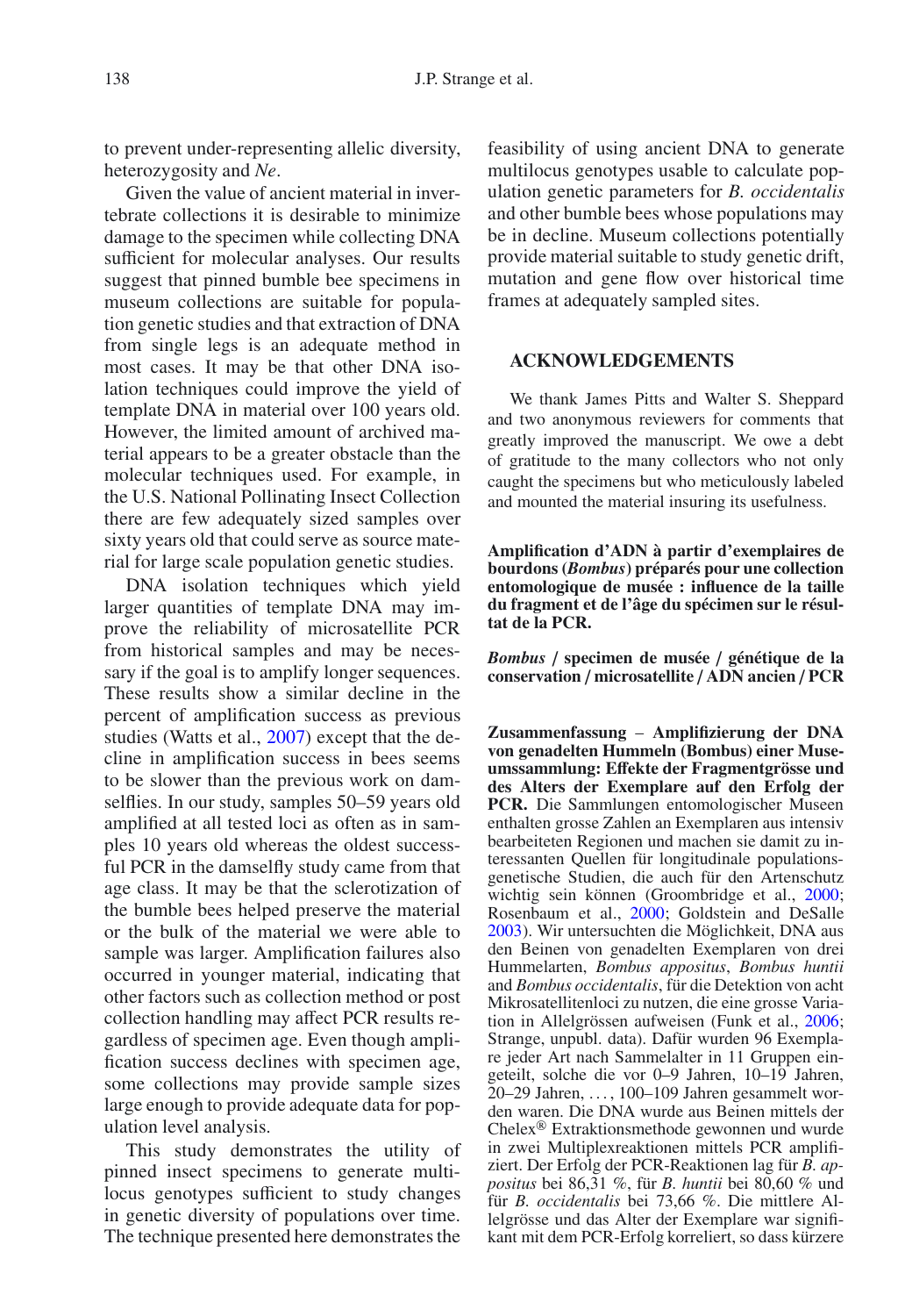to prevent under-representing allelic diversity, heterozygosity and *Ne*.

Given the value of ancient material in invertebrate collections it is desirable to minimize damage to the specimen while collecting DNA sufficient for molecular analyses. Our results suggest that pinned bumble bee specimens in museum collections are suitable for population genetic studies and that extraction of DNA from single legs is an adequate method in most cases. It may be that other DNA isolation techniques could improve the yield of template DNA in material over 100 years old. However, the limited amount of archived material appears to be a greater obstacle than the molecular techniques used. For example, in the U.S. National Pollinating Insect Collection there are few adequately sized samples over sixty years old that could serve as source material for large scale population genetic studies.

DNA isolation techniques which yield larger quantities of template DNA may improve the reliability of microsatellite PCR from historical samples and may be necessary if the goal is to amplify longer sequences. These results show a similar decline in the percent of amplification success as previous studies (Watts et al., 2007) except that the decline in amplification success in bees seems to be slower than the previous work on damselflies. In our study, samples 50–59 years old amplified at all tested loci as often as in samples 10 years old whereas the oldest successful PCR in the damselfly study came from that age class. It may be that the sclerotization of the bumble bees helped preserve the material or the bulk of the material we were able to sample was larger. Amplification failures also occurred in younger material, indicating that other factors such as collection method or post collection handling may affect PCR results regardless of specimen age. Even though amplification success declines with specimen age, some collections may provide sample sizes large enough to provide adequate data for population level analysis.

This study demonstrates the utility of pinned insect specimens to generate multilocus genotypes sufficient to study changes in genetic diversity of populations over time. The technique presented here demonstrates the feasibility of using ancient DNA to generate multilocus genotypes usable to calculate population genetic parameters for *B. occidentalis* and other bumble bees whose populations may be in decline. Museum collections potentially provide material suitable to study genetic drift, mutation and gene flow over historical time frames at adequately sampled sites.

## ACKNOWLEDGEMENTS

We thank James Pitts and Walter S. Sheppard and two anonymous reviewers for comments that greatly improved the manuscript. We owe a debt of gratitude to the many collectors who not only caught the specimens but who meticulously labeled and mounted the material insuring its usefulness.

**Amplification d'ADN à partir d'exemplaires de bourdons (*Bombus*) préparés pour une collection entomologique de musée : influence de la taille du fragment et de l'âge du spécimen sur le résultat de la PCR.**

***Bombus* / specimen de musée / génétique de la conservation / microsatellite / ADN ancien / PCR**

**Zusammenfassung** – **Amplifizierung der DNA von genadelten Hummeln (Bombus) einer Museumssammlung: Effekte der Fragmentgrösse und des Alters der Exemplare auf den Erfolg der PCR.** Die Sammlungen entomologischer Museen enthalten grosse Zahlen an Exemplaren aus intensiv bearbeiteten Regionen und machen sie damit zu interessanten Quellen für longitudinale populationsgenetische Studien, die auch für den Artenschutz wichtig sein können (Groombridge et al., 2000; Rosenbaum et al., 2000; Goldstein and DeSalle 2003). Wir untersuchten die Möglichkeit, DNA aus den Beinen von genadelten Exemplaren von drei Hummelarten, *Bombus appositus*, *Bombus huntii* and *Bombus occidentalis*, für die Detektion von acht Mikrosatellitenloci zu nutzen, die eine grosse Variation in Allelgrössen aufweisen (Funk et al., 2006; Strange, unpubl. data). Dafür wurden 96 Exemplare jeder Art nach Sammelalter in 11 Gruppen eingeteilt, solche die vor 0–9 Jahren, 10–19 Jahren, 20–29 Jahren, . . . , 100–109 Jahren gesammelt worden waren. Die DNA wurde aus Beinen mittels der Chelex® Extraktionsmethode gewonnen und wurde in zwei Multiplexreaktionen mittels PCR amplifiziert. Der Erfolg der PCR-Reaktionen lag für *B. appositus* bei 86,31 %, für *B. huntii* bei 80,60 % und für *B. occidentalis* bei 73,66 %. Die mittlere Allelgrösse und das Alter der Exemplare war signifikant mit dem PCR-Erfolg korreliert, so dass kürzere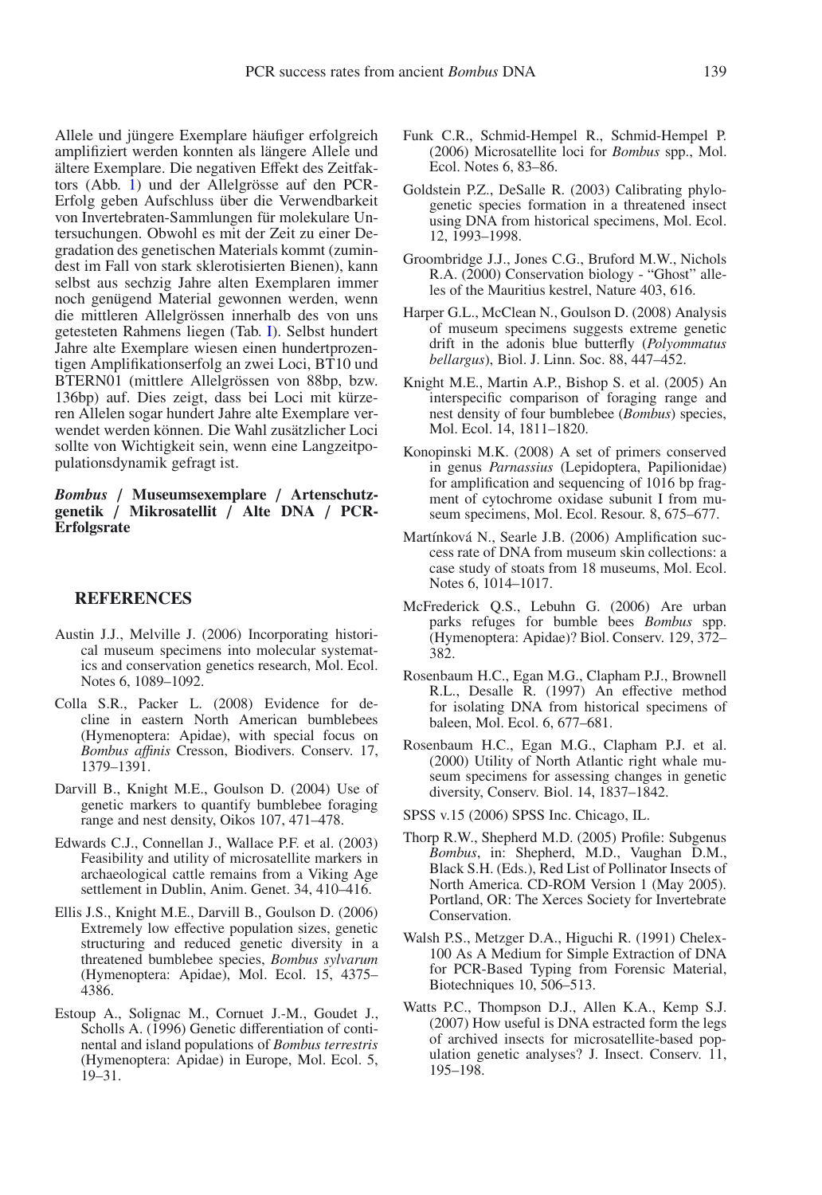Allele und jüngere Exemplare häufiger erfolgreich amplifiziert werden konnten als längere Allele und ältere Exemplare. Die negativen Effekt des Zeitfaktors (Abb. 1) und der Allelgrösse auf den PCR-Erfolg geben Aufschluss über die Verwendbarkeit von Invertebraten-Sammlungen für molekulare Untersuchungen. Obwohl es mit der Zeit zu einer Degradation des genetischen Materials kommt (zumindest im Fall von stark sklerotisierten Bienen), kann selbst aus sechzig Jahre alten Exemplaren immer noch genügend Material gewonnen werden, wenn die mittleren Allelgrössen innerhalb des von uns getesteten Rahmens liegen (Tab. I). Selbst hundert Jahre alte Exemplare wiesen einen hundertprozentigen Amplifikationserfolg an zwei Loci, BT10 und BTERN01 (mittlere Allelgrössen von 88bp, bzw. 136bp) auf. Dies zeigt, dass bei Loci mit kürzeren Allelen sogar hundert Jahre alte Exemplare verwendet werden können. Die Wahl zusätzlicher Loci sollte von Wichtigkeit sein, wenn eine Langzeitpopulationsdynamik gefragt ist.

***Bombus* / Museumsexemplare / Artenschutzgenetik / Mikrosatellit / Alte DNA / PCR-Erfolgsrate**

## REFERENCES

Austin J.J., Melville J. (2006) Incorporating historical museum specimens into molecular systematics and conservation genetics research, Mol. Ecol. Notes 6, 1089–1092.

Colla S.R., Packer L. (2008) Evidence for decline in eastern North American bumblebees (Hymenoptera: Apidae), with special focus on *Bombus affinis* Cresson, Biodivers. Conserv. 17, 1379–1391.

Darvill B., Knight M.E., Goulson D. (2004) Use of genetic markers to quantify bumblebee foraging range and nest density, Oikos 107, 471–478.

Edwards C.J., Connellan J., Wallace P.F. et al. (2003) Feasibility and utility of microsatellite markers in archaeological cattle remains from a Viking Age settlement in Dublin, Anim. Genet. 34, 410–416.

Ellis J.S., Knight M.E., Darvill B., Goulson D. (2006) Extremely low effective population sizes, genetic structuring and reduced genetic diversity in a threatened bumblebee species, *Bombus sylvarum* (Hymenoptera: Apidae), Mol. Ecol. 15, 4375–4386.

Estoup A., Solignac M., Cornuet J.-M., Goudet J., Scholls A. (1996) Genetic differentiation of continental and island populations of *Bombus terrestris* (Hymenoptera: Apidae) in Europe, Mol. Ecol. 5, 19–31.

Funk C.R., Schmid-Hempel R., Schmid-Hempel P. (2006) Microsatellite loci for *Bombus* spp., Mol. Ecol. Notes 6, 83–86.

Goldstein P.Z., DeSalle R. (2003) Calibrating phylogenetic species formation in a threatened insect using DNA from historical specimens, Mol. Ecol. 12, 1993–1998.

Groombridge J.J., Jones C.G., Bruford M.W., Nichols R.A. (2000) Conservation biology - "Ghost" alleles of the Mauritius kestrel, Nature 403, 616.

Harper G.L., McClean N., Goulson D. (2008) Analysis of museum specimens suggests extreme genetic drift in the adonis blue butterfly (*Polyommatus bellargus*), Biol. J. Linn. Soc. 88, 447–452.

Knight M.E., Martin A.P., Bishop S. et al. (2005) An interspecific comparison of foraging range and nest density of four bumblebee (*Bombus*) species, Mol. Ecol. 14, 1811–1820.

Konopinski M.K. (2008) A set of primers conserved in genus *Parnassius* (Lepidoptera, Papilionidae) for amplification and sequencing of 1016 bp fragment of cytochrome oxidase subunit I from museum specimens, Mol. Ecol. Resour. 8, 675–677.

Martínková N., Searle J.B. (2006) Amplification success rate of DNA from museum skin collections: a case study of stoats from 18 museums, Mol. Ecol. Notes 6, 1014–1017.

McFrederick Q.S., Lebuhn G. (2006) Are urban parks refuges for bumble bees *Bombus* spp. (Hymenoptera: Apidae)? Biol. Conserv. 129, 372–382.

Rosenbaum H.C., Egan M.G., Clapham P.J., Brownell R.L., Desalle R. (1997) An effective method for isolating DNA from historical specimens of baleen, Mol. Ecol. 6, 677–681.

Rosenbaum H.C., Egan M.G., Clapham P.J. et al. (2000) Utility of North Atlantic right whale museum specimens for assessing changes in genetic diversity, Conserv. Biol. 14, 1837–1842.

SPSS v.15 (2006) SPSS Inc. Chicago, IL.

Thorp R.W., Shepherd M.D. (2005) Profile: Subgenus *Bombus*, in: Shepherd, M.D., Vaughan D.M., Black S.H. (Eds.), Red List of Pollinator Insects of North America. CD-ROM Version 1 (May 2005). Portland, OR: The Xerces Society for Invertebrate Conservation.

Walsh P.S., Metzger D.A., Higuchi R. (1991) Chelex-100 As A Medium for Simple Extraction of DNA for PCR-Based Typing from Forensic Material, Biotechniques 10, 506–513.

Watts P.C., Thompson D.J., Allen K.A., Kemp S.J. (2007) How useful is DNA estracted form the legs of archived insects for microsatellite-based population genetic analyses? J. Insect. Conserv. 11, 195–198.